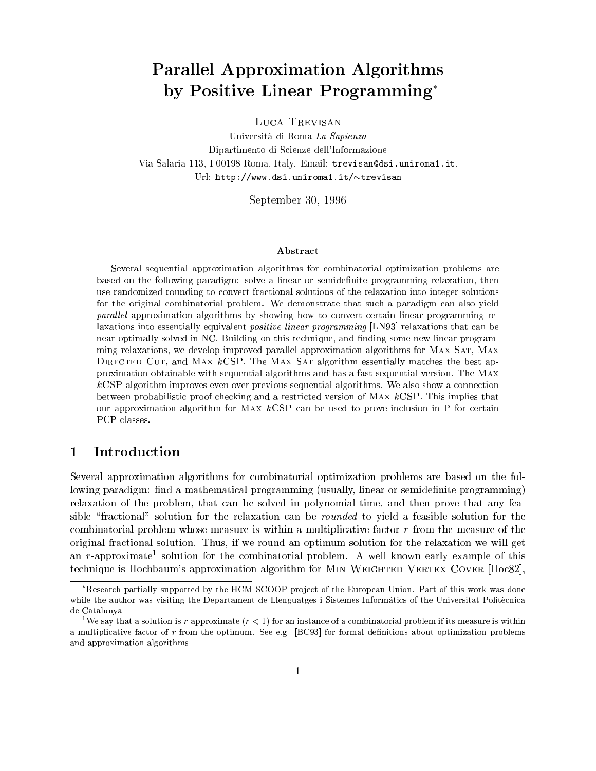# Parallel Approximation Algorithms by Positive Linear Programming*

Luca Trevisan

Università di Roma *La Sapienza*

Dipartimento di Scienze dell'Informazione

Via Salaria 113, I-00198 Roma, Italy. Email: `trevisan@dsi.uniroma1.it`.

Url: `http://www.dsi.uniroma1.it/~trevisan`

September 30, 1996

### Abstract

Several sequential approximation algorithms for combinatorial optimization problems are based on the following paradigm: solve a linear or semidefinite programming relaxation, then use randomized rounding to convert fractional solutions of the relaxation into integer solutions for the original combinatorial problem. We demonstrate that such a paradigm can also yield *parallel* approximation algorithms by showing how to convert certain linear programming relaxations into essentially equivalent *positive linear programming* [LN93] relaxations that can be near-optimally solved in NC. Building on this technique, and finding some new linear programming relaxations, we develop improved parallel approximation algorithms for Max Sat, Max Directed Cut, and Max $k$CSP. The Max Sat algorithm essentially matches the best approximation obtainable with sequential algorithms and has a fast sequential version. The Max $k$CSP algorithm improves even over previous sequential algorithms. We also show a connection between probabilistic proof checking and a restricted version of Max $k$CSP. This implies that our approximation algorithm for Max $k$CSP can be used to prove inclusion in P for certain PCP classes.

## 1 Introduction

Several approximation algorithms for combinatorial optimization problems are based on the following paradigm: find a mathematical programming (usually, linear or semidefinite programming) relaxation of the problem, that can be solved in polynomial time, and then prove that any feasible "fractional" solution for the relaxation can be *rounded* to yield a feasible solution for the combinatorial problem whose measure is within a multiplicative factor $r$ from the measure of the original fractional solution. Thus, if we round an optimum solution for the relaxation we will get an $r$-approximate[1] solution for the combinatorial problem. A well known early example of this technique is Hochbaum's approximation algorithm for Min Weighted Vertex Cover [Hoc82],

---

*Research partially supported by the HCM SCOOP project of the European Union. Part of this work was done while the author was visiting the Departament de Llenguatges i Sistemes Informàtics of the Universitat Politècnica de Catalunya

[1] We say that a solution is $r$-approximate ($r < 1$) for an instance of a combinatorial problem if its measure is within a multiplicative factor of $r$ from the optimum. See e.g. [BC93] for formal definitions about optimization problems and approximation algorithms.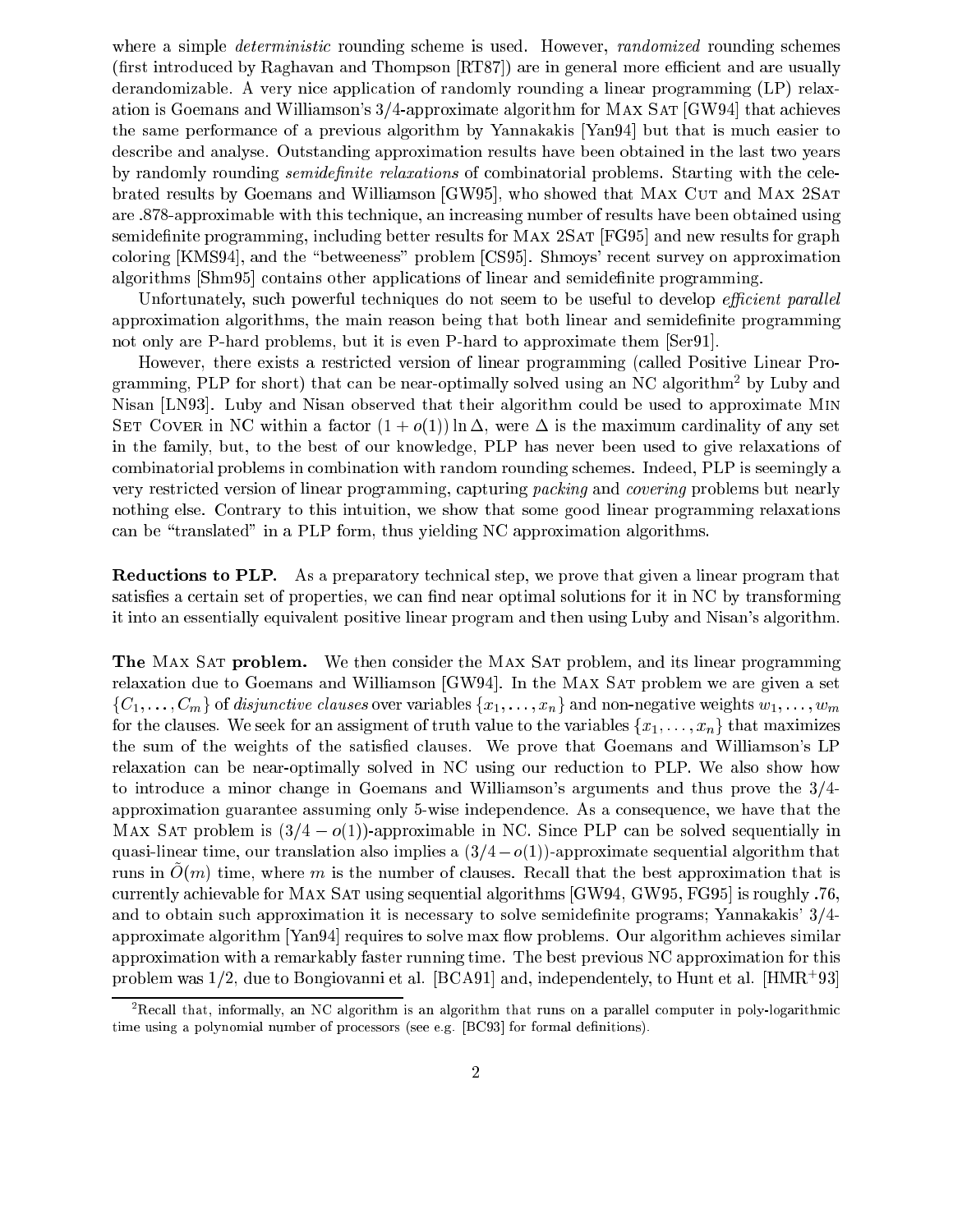where a simple *deterministic* rounding scheme is used. However, *randomized* rounding schemes (first introduced by Raghavan and Thompson [RT87]) are in general more efficient and are usually derandomizable. A very nice application of randomly rounding a linear programming (LP) relaxation is Goemans and Williamson's 3/4-approximate algorithm for Max Sat [GW94] that achieves the same performance of a previous algorithm by Yannakakis [Yan94] but that is much easier to describe and analyse. Outstanding approximation results have been obtained in the last two years by randomly rounding *semidefinite relaxations* of combinatorial problems. Starting with the celebrated results by Goemans and Williamson [GW95], who showed that Max Cut and Max 2Sat are .878-approximable with this technique, an increasing number of results have been obtained using semidefinite programming, including better results for Max 2Sat [FG95] and new results for graph coloring [KMS94], and the "betweeness" problem [CS95]. Shmoys' recent survey on approximation algorithms [Shm95] contains other applications of linear and semidefinite programming.

Unfortunately, such powerful techniques do not seem to be useful to develop *efficient parallel* approximation algorithms, the main reason being that both linear and semidefinite programming not only are P-hard problems, but it is even P-hard to approximate them [Ser91].

However, there exists a restricted version of linear programming (called Positive Linear Programming, PLP for short) that can be near-optimally solved using an NC algorithm[2] by Luby and Nisan [LN93]. Luby and Nisan observed that their algorithm could be used to approximate Min Set Cover in NC within a factor $(1 + o(1)) \ln \Delta$, were $\Delta$ is the maximum cardinality of any set in the family, but, to the best of our knowledge, PLP has never been used to give relaxations of combinatorial problems in combination with random rounding schemes. Indeed, PLP is seemingly a very restricted version of linear programming, capturing *packing* and *covering* problems but nearly nothing else. Contrary to this intuition, we show that some good linear programming relaxations can be "translated" in a PLP form, thus yielding NC approximation algorithms.

**Reductions to PLP.** As a preparatory technical step, we prove that given a linear program that satisfies a certain set of properties, we can find near optimal solutions for it in NC by transforming it into an essentially equivalent positive linear program and then using Luby and Nisan's algorithm.

**The Max Sat problem.** We then consider the Max Sat problem, and its linear programming relaxation due to Goemans and Williamson [GW94]. In the Max Sat problem we are given a set $\{C_1, \ldots, C_m\}$ of *disjunctive clauses* over variables $\{x_1, \ldots, x_n\}$ and non-negative weights $w_1, \ldots, w_m$ for the clauses. We seek for an assigment of truth value to the variables $\{x_1, \ldots, x_n\}$ that maximizes the sum of the weights of the satisfied clauses. We prove that Goemans and Williamson's LP relaxation can be near-optimally solved in NC using our reduction to PLP. We also show how to introduce a minor change in Goemans and Williamson's arguments and thus prove the 3/4-approximation guarantee assuming only 5-wise independence. As a consequence, we have that the Max Sat problem is $(3/4 - o(1))$-approximable in NC. Since PLP can be solved sequentially in quasi-linear time, our translation also implies a $(3/4 - o(1))$-approximate sequential algorithm that runs in $\tilde{O}(m)$ time, where $m$ is the number of clauses. Recall that the best approximation that is currently achievable for Max Sat using sequential algorithms [GW94, GW95, FG95] is roughly .76, and to obtain such approximation it is necessary to solve semidefinite programs; Yannakakis' 3/4-approximate algorithm [Yan94] requires to solve max flow problems. Our algorithm achieves similar approximation with a remarkably faster running time. The best previous NC approximation for this problem was 1/2, due to Bongiovanni et al. [BCA91] and, independentely, to Hunt et al. [HMR+93]

[2] Recall that, informally, an NC algorithm is an algorithm that runs on a parallel computer in poly-logarithmic time using a polynomial number of processors (see e.g. [BC93] for formal definitions).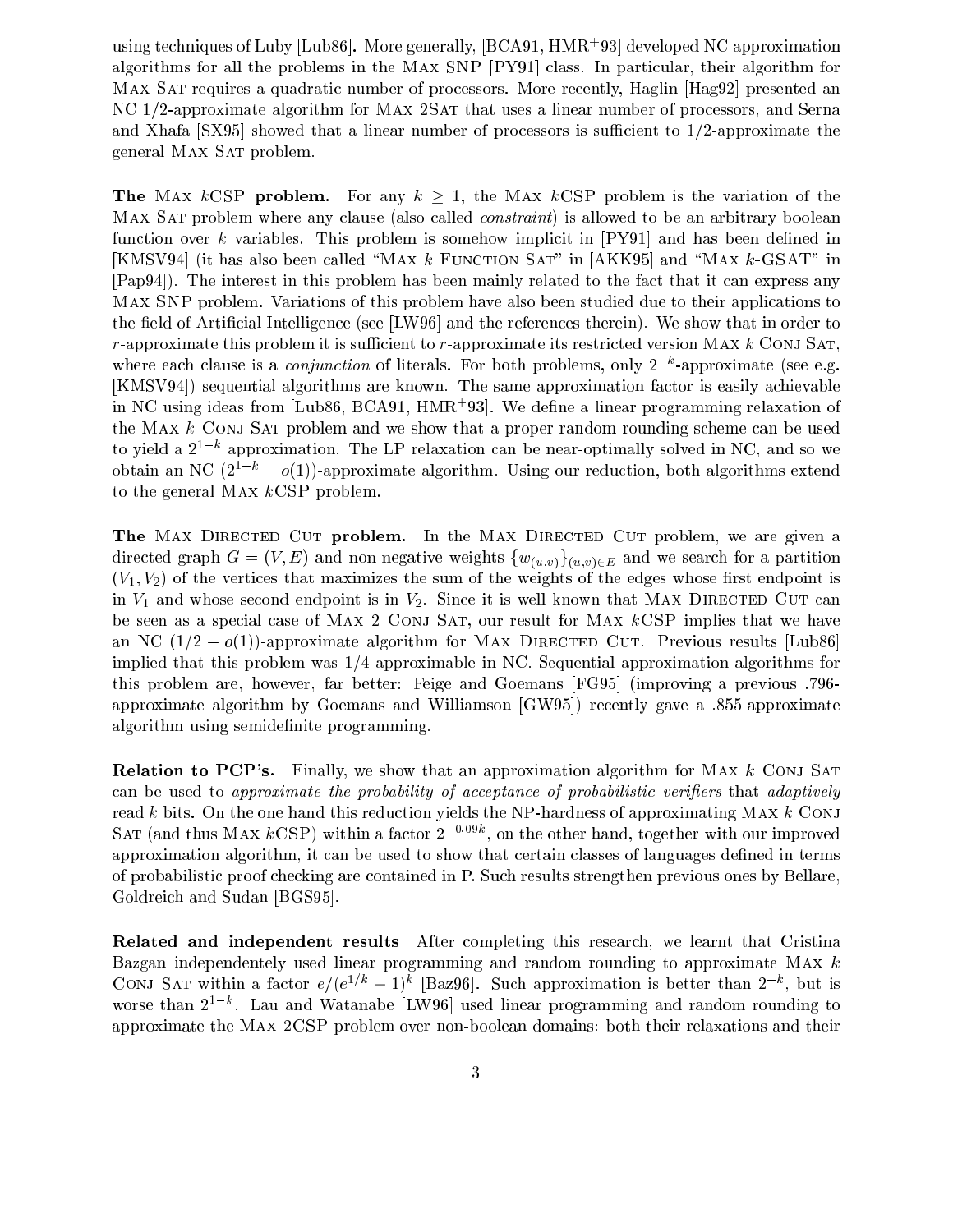using techniques of Luby [Lub86]. More generally, [BCA91, HMR+93] developed NC approximation algorithms for all the problems in the Max SNP [PY91] class. In particular, their algorithm for Max Sat requires a quadratic number of processors. More recently, Haglin [Hag92] presented an NC 1/2-approximate algorithm for Max 2Sat that uses a linear number of processors, and Serna and Xhafa [SX95] showed that a linear number of processors is sufficient to 1/2-approximate the general Max Sat problem.

**The Max $k$CSP problem.** For any $k \geq 1$, the Max $k$CSP problem is the variation of the Max Sat problem where any clause (also called *constraint*) is allowed to be an arbitrary boolean function over $k$ variables. This problem is somehow implicit in [PY91] and has been defined in [KMSV94] (it has also been called "Max $k$ Function Sat" in [AKK95] and "Max $k$-GSAT" in [Pap94]). The interest in this problem has been mainly related to the fact that it can express any Max SNP problem. Variations of this problem have also been studied due to their applications to the field of Artificial Intelligence (see [LW96] and the references therein). We show that in order to $r$-approximate this problem it is sufficient to $r$-approximate its restricted version Max $k$ Conj Sat, where each clause is a *conjunction* of literals. For both problems, only $2^{-k}$-approximate (see e.g. [KMSV94]) sequential algorithms are known. The same approximation factor is easily achievable in NC using ideas from [Lub86, BCA91, HMR+93]. We define a linear programming relaxation of the Max $k$ Conj Sat problem and we show that a proper random rounding scheme can be used to yield a $2^{1-k}$ approximation. The LP relaxation can be near-optimally solved in NC, and so we obtain an NC $(2^{1-k} - o(1))$-approximate algorithm. Using our reduction, both algorithms extend to the general Max $k$CSP problem.

**The Max Directed Cut problem.** In the Max Directed Cut problem, we are given a directed graph $G = (V, E)$ and non-negative weights $\{w_{(u,v)}\}_{(u,v) \in E}$ and we search for a partition $(V_1, V_2)$ of the vertices that maximizes the sum of the weights of the edges whose first endpoint is in $V_1$ and whose second endpoint is in $V_2$. Since it is well known that Max Directed Cut can be seen as a special case of Max 2 Conj Sat, our result for Max $k$CSP implies that we have an NC $(1/2 - o(1))$-approximate algorithm for Max Directed Cut. Previous results [Lub86] implied that this problem was 1/4-approximable in NC. Sequential approximation algorithms for this problem are, however, far better: Feige and Goemans [FG95] (improving a previous .796-approximate algorithm by Goemans and Williamson [GW95]) recently gave a .855-approximate algorithm using semidefinite programming.

**Relation to PCP's.** Finally, we show that an approximation algorithm for Max $k$ Conj Sat can be used to *approximate the probability of acceptance of probabilistic verifiers* that *adaptively* read $k$ bits. On the one hand this reduction yields the NP-hardness of approximating Max $k$ Conj Sat (and thus Max $k$CSP) within a factor $2^{-0.09k}$, on the other hand, together with our improved approximation algorithm, it can be used to show that certain classes of languages defined in terms of probabilistic proof checking are contained in P. Such results strengthen previous ones by Bellare, Goldreich and Sudan [BGS95].

**Related and independent results** After completing this research, we learnt that Cristina Bazgan independentely used linear programming and random rounding to approximate Max $k$ Conj Sat within a factor $e/(e^{1/k} + 1)^k$ [Baz96]. Such approximation is better than $2^{-k}$, but is worse than $2^{1-k}$. Lau and Watanabe [LW96] used linear programming and random rounding to approximate the Max 2CSP problem over non-boolean domains: both their relaxations and their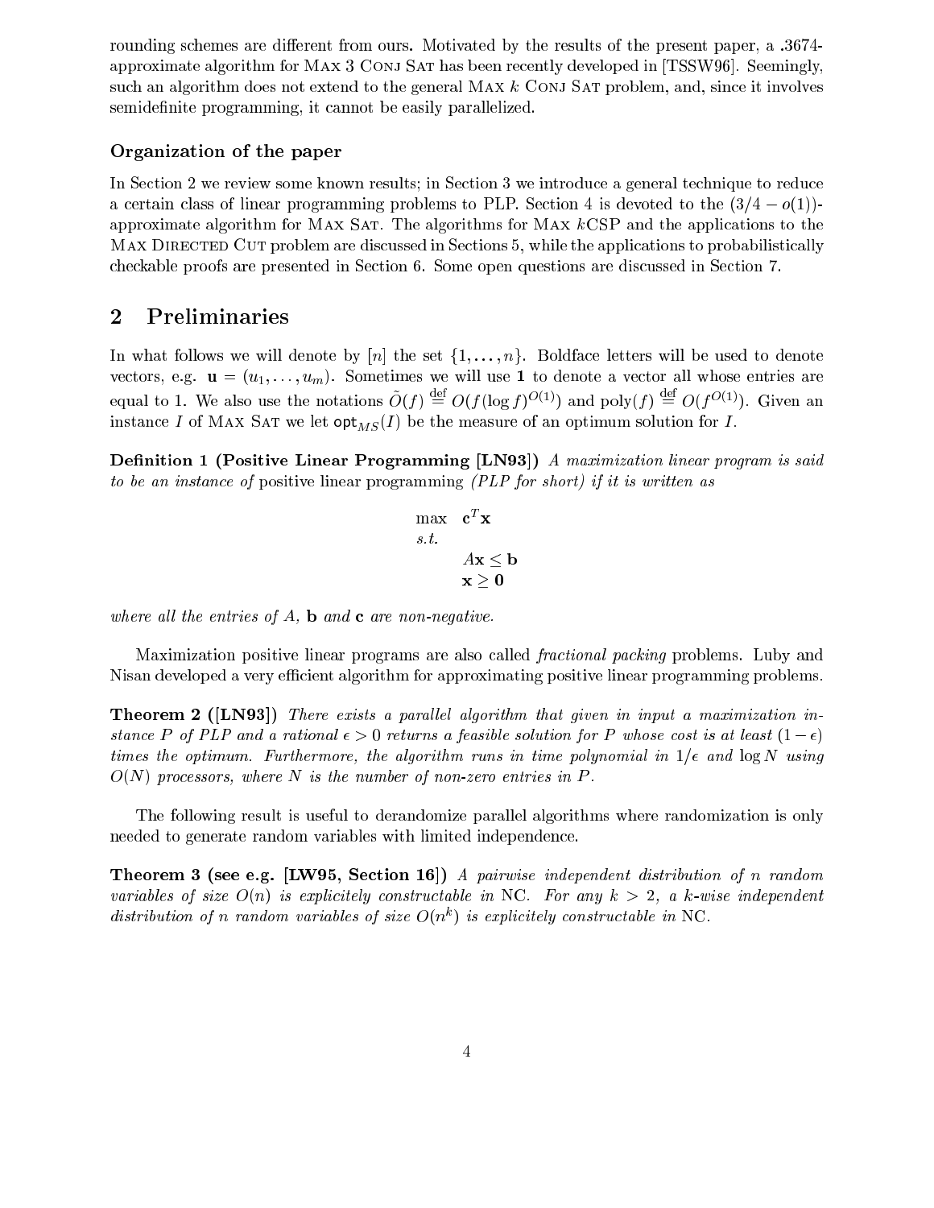rounding schemes are different from ours. Motivated by the results of the present paper, a .3674-approximate algorithm for MAX 3 CONJ SAT has been recently developed in [TSSW96]. Seemingly, such an algorithm does not extend to the general MAX $k$ CONJ SAT problem, and, since it involves semidefinite programming, it cannot be easily parallelized.

### Organization of the paper

In Section 2 we review some known results; in Section 3 we introduce a general technique to reduce a certain class of linear programming problems to PLP. Section 4 is devoted to the $(3/4 - o(1))$-approximate algorithm for MAX SAT. The algorithms for MAX $k$CSP and the applications to the MAX DIRECTED CUT problem are discussed in Sections 5, while the applications to probabilistically checkable proofs are presented in Section 6. Some open questions are discussed in Section 7.

## 2 Preliminaries

In what follows we will denote by $[n]$ the set $\{1, \dots, n\}$. Boldface letters will be used to denote vectors, e.g. $\mathbf{u} = (u_1, \dots, u_m)$. Sometimes we will use $\mathbf{1}$ to denote a vector all whose entries are equal to 1. We also use the notations $\tilde{O}(f) \stackrel{\text{def}}{=} O(f(\log f)^{O(1)})$ and $\text{poly}(f) \stackrel{\text{def}}{=} O(f^{O(1)})$. Given an instance $I$ of MAX SAT we let $\mathsf{opt}_{MS}(I)$ be the measure of an optimum solution for $I$.

**Definition 1 (Positive Linear Programming [LN93])** *A maximization linear program is said to be an instance of* positive linear programming *(PLP for short) if it is written as*

$$\begin{array}{ll} \max & \mathbf{c}^T\mathbf{x} \\ s.t. & \\ & A\mathbf{x} \leq \mathbf{b} \\ & \mathbf{x} \geq \mathbf{0} \end{array}$$

*where all the entries of $A$, $\mathbf{b}$ and $\mathbf{c}$ are non-negative.*

Maximization positive linear programs are also called *fractional packing* problems. Luby and Nisan developed a very efficient algorithm for approximating positive linear programming problems.

**Theorem 2 ([LN93])** *There exists a parallel algorithm that given in input a maximization instance $P$ of PLP and a rational $\epsilon > 0$ returns a feasible solution for $P$ whose cost is at least $(1-\epsilon)$ times the optimum. Furthermore, the algorithm runs in time polynomial in $1/\epsilon$ and $\log N$ using $O(N)$ processors, where $N$ is the number of non-zero entries in $P$.*

The following result is useful to derandomize parallel algorithms where randomization is only needed to generate random variables with limited independence.

**Theorem 3 (see e.g. [LW95, Section 16])** *A pairwise independent distribution of $n$ random variables of size $O(n)$ is explicitely constructable in* NC*. For any $k > 2$, a $k$-wise independent distribution of $n$ random variables of size $O(n^k)$ is explicitely constructable in* NC*.*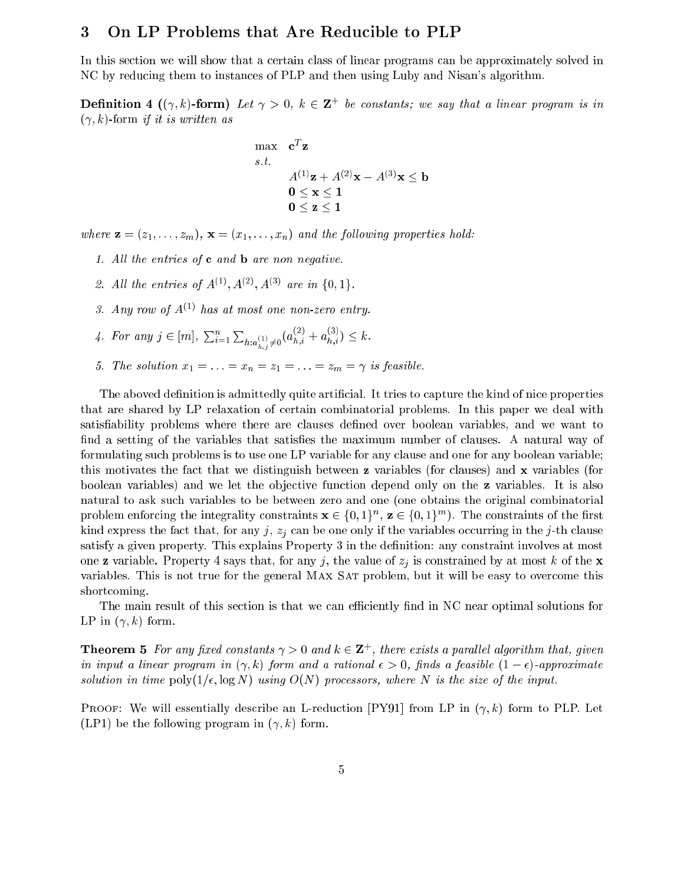## 3 On LP Problems that Are Reducible to PLP

In this section we will show that a certain class of linear programs can be approximately solved in NC by reducing them to instances of PLP and then using Luby and Nisan's algorithm.

**Definition 4 (($\gamma, k$)-form)** *Let $\gamma > 0$, $k \in \mathbf{Z}^+$ be constants; we say that a linear program is in* $(\gamma, k)$-form *if it is written as*

$$
\begin{array}{ll}
\max & \mathbf{c}^T \mathbf{z} \\
s.t. & \\
& A^{(1)}\mathbf{z} + A^{(2)}\mathbf{x} - A^{(3)}\mathbf{x} \leq \mathbf{b} \\
& \mathbf{0} \leq \mathbf{x} \leq \mathbf{1} \\
& \mathbf{0} \leq \mathbf{z} \leq \mathbf{1}
\end{array}
$$

*where $\mathbf{z} = (z_1, \ldots, z_m)$, $\mathbf{x} = (x_1, \ldots, x_n)$ and the following properties hold:*

1. *All the entries of $\mathbf{c}$ and $\mathbf{b}$ are non negative.*
2. *All the entries of $A^{(1)}, A^{(2)}, A^{(3)}$ are in $\{0, 1\}$.*
3. *Any row of $A^{(1)}$ has at most one non-zero entry.*
4. *For any $j \in [m]$, $\sum_{i=1}^{n} \sum_{h: a^{(1)}_{h,j} \neq 0} (a^{(2)}_{h,i} + a^{(3)}_{h,i}) \leq k$.*
5. *The solution $x_1 = \ldots = x_n = z_1 = \ldots = z_m = \gamma$ is feasible.*

The aboved definition is admittedly quite artificial. It tries to capture the kind of nice properties that are shared by LP relaxation of certain combinatorial problems. In this paper we deal with satisfiability problems where there are clauses defined over boolean variables, and we want to find a setting of the variables that satisfies the maximum number of clauses. A natural way of formulating such problems is to use one LP variable for any clause and one for any boolean variable; this motivates the fact that we distinguish between $\mathbf{z}$ variables (for clauses) and $\mathbf{x}$ variables (for boolean variables) and we let the objective function depend only on the $\mathbf{z}$ variables. It is also natural to ask such variables to be between zero and one (one obtains the original combinatorial problem enforcing the integrality constraints $\mathbf{x} \in \{0, 1\}^n$, $\mathbf{z} \in \{0, 1\}^m$). The constraints of the first kind express the fact that, for any $j$, $z_j$ can be one only if the variables occurring in the $j$-th clause satisfy a given property. This explains Property 3 in the definition: any constraint involves at most one $\mathbf{z}$ variable. Property 4 says that, for any $j$, the value of $z_j$ is constrained by at most $k$ of the $\mathbf{x}$ variables. This is not true for the general Max Sat problem, but it will be easy to overcome this shortcoming.

The main result of this section is that we can efficiently find in NC near optimal solutions for LP in $(\gamma, k)$ form.

**Theorem 5** *For any fixed constants $\gamma > 0$ and $k \in \mathbf{Z}^+$, there exists a parallel algorithm that, given in input a linear program in $(\gamma, k)$ form and a rational $\epsilon > 0$, finds a feasible $(1 - \epsilon)$-approximate solution in time $\mathrm{poly}(1/\epsilon, \log N)$ using $O(N)$ processors, where $N$ is the size of the input.*

Proof: We will essentially describe an L-reduction [PY91] from LP in $(\gamma, k)$ form to PLP. Let (LP1) be the following program in $(\gamma, k)$ form.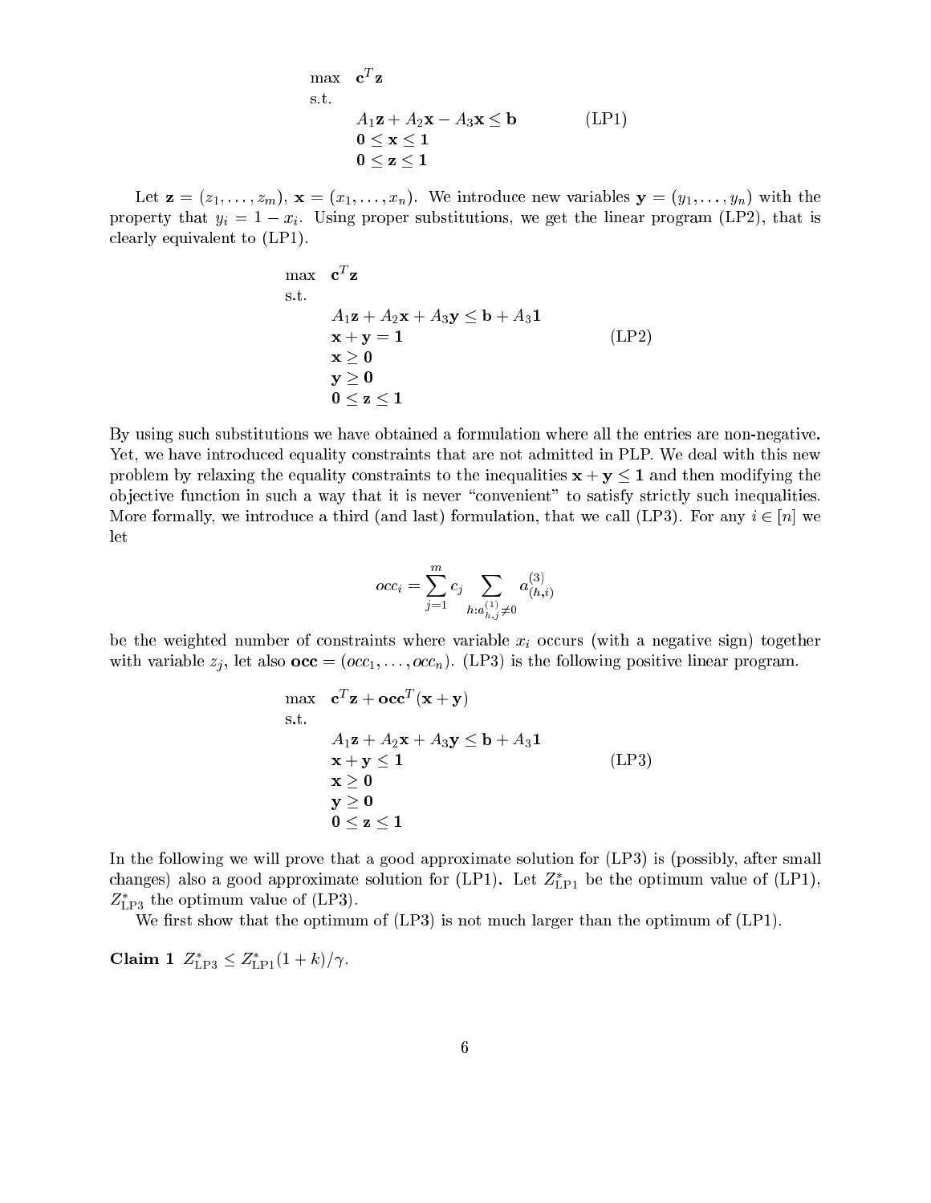$$
\begin{aligned}
\max \quad & \mathbf{c}^T \mathbf{z} \\
\text{s.t.} \quad & \\
& A_1 \mathbf{z} + A_2 \mathbf{x} - A_3 \mathbf{x} \leq \mathbf{b} \\
& \mathbf{0} \leq \mathbf{x} \leq \mathbf{1} \\
& \mathbf{0} \leq \mathbf{z} \leq \mathbf{1}
\end{aligned}
\qquad \text{(LP1)}
$$

Let $\mathbf{z} = (z_1, \ldots, z_m)$, $\mathbf{x} = (x_1, \ldots, x_n)$. We introduce new variables $\mathbf{y} = (y_1, \ldots, y_n)$ with the property that $y_i = 1 - x_i$. Using proper substitutions, we get the linear program (LP2), that is clearly equivalent to (LP1).

$$
\begin{aligned}
\max \quad & \mathbf{c}^T \mathbf{z} \\
\text{s.t.} \quad & \\
& A_1 \mathbf{z} + A_2 \mathbf{x} + A_3 \mathbf{y} \leq \mathbf{b} + A_3 \mathbf{1} \\
& \mathbf{x} + \mathbf{y} = \mathbf{1} \\
& \mathbf{x} \geq \mathbf{0} \\
& \mathbf{y} \geq \mathbf{0} \\
& \mathbf{0} \leq \mathbf{z} \leq \mathbf{1}
\end{aligned}
\qquad \text{(LP2)}
$$

By using such substitutions we have obtained a formulation where all the entries are non-negative. Yet, we have introduced equality constraints that are not admitted in PLP. We deal with this new problem by relaxing the equality constraints to the inequalities $\mathbf{x} + \mathbf{y} \leq \mathbf{1}$ and then modifying the objective function in such a way that it is never "convenient" to satisfy strictly such inequalities. More formally, we introduce a third (and last) formulation, that we call (LP3). For any $i \in [n]$ we let

$$
occ_i = \sum_{j=1}^{m} c_j \sum_{h : a^{(1)}_{h,j} \neq 0} a^{(3)}_{(h,i)}
$$

be the weighted number of constraints where variable $x_i$ occurs (with a negative sign) together with variable $z_j$, let also $\mathbf{occ} = (occ_1, \ldots, occ_n)$. (LP3) is the following positive linear program.

$$
\begin{aligned}
\max \quad & \mathbf{c}^T \mathbf{z} + \mathbf{occ}^T (\mathbf{x} + \mathbf{y}) \\
\text{s.t.} \quad & \\
& A_1 \mathbf{z} + A_2 \mathbf{x} + A_3 \mathbf{y} \leq \mathbf{b} + A_3 \mathbf{1} \\
& \mathbf{x} + \mathbf{y} \leq \mathbf{1} \\
& \mathbf{x} \geq \mathbf{0} \\
& \mathbf{y} \geq \mathbf{0} \\
& \mathbf{0} \leq \mathbf{z} \leq \mathbf{1}
\end{aligned}
\qquad \text{(LP3)}
$$

In the following we will prove that a good approximate solution for (LP3) is (possibly, after small changes) also a good approximate solution for (LP1). Let $Z^*_{\text{LP1}}$ be the optimum value of (LP1), $Z^*_{\text{LP3}}$ the optimum value of (LP3).

We first show that the optimum of (LP3) is not much larger than the optimum of (LP1).

**Claim 1** $Z^*_{\text{LP3}} \leq Z^*_{\text{LP1}}(1 + k)/\gamma$.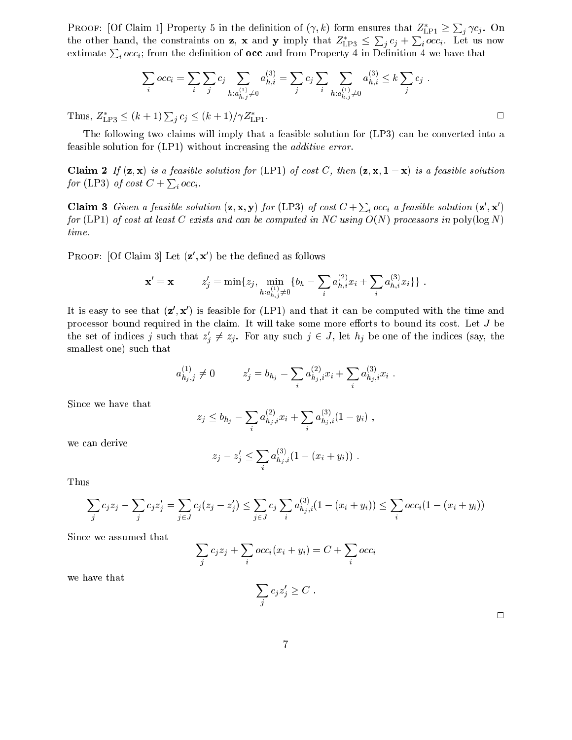PROOF: [Of Claim 1] Property 5 in the definition of $(\gamma, k)$ form ensures that $Z^*_{\mathrm{LP1}} \geq \sum_j \gamma c_j$. On the other hand, the constraints on $\mathbf{z}$, $\mathbf{x}$ and $\mathbf{y}$ imply that $Z^*_{\mathrm{LP3}} \leq \sum_j c_j + \sum_i occ_i$. Let us now extimate $\sum_i occ_i$; from the definition of $\mathbf{occ}$ and from Property 4 in Definition 4 we have that

$$\sum_i occ_i = \sum_i \sum_j c_j \sum_{h: a^{(1)}_{h,j} \neq 0} a^{(3)}_{h,i} = \sum_j c_j \sum_i \sum_{h: a^{(1)}_{h,j} \neq 0} a^{(3)}_{h,i} \leq k \sum_j c_j \ .$$

Thus, $Z^*_{\mathrm{LP3}} \leq (k+1) \sum_j c_j \leq (k+1)/\gamma Z^*_{\mathrm{LP1}}$. □

The following two claims will imply that a feasible solution for (LP3) can be converted into a feasible solution for (LP1) without increasing the *additive error*.

**Claim 2** *If $(\mathbf{z}, \mathbf{x})$ is a feasible solution for* (LP1) *of cost $C$, then $(\mathbf{z}, \mathbf{x}, \mathbf{1} - \mathbf{x})$ is a feasible solution for* (LP3) *of cost $C + \sum_i occ_i$.*

**Claim 3** *Given a feasible solution $(\mathbf{z}, \mathbf{x}, \mathbf{y})$ for* (LP3) *of cost $C + \sum_i occ_i$ a feasible solution $(\mathbf{z}', \mathbf{x}')$ for* (LP1) *of cost at least $C$ exists and can be computed in NC using $O(N)$ processors in* $\mathrm{poly}(\log N)$ *time.*

PROOF: [Of Claim 3] Let $(\mathbf{z}', \mathbf{x}')$ be the defined as follows

$$\mathbf{x}' = \mathbf{x} \qquad z'_j = \min\{z_j, \min_{h: a^{(1)}_{h,j} \neq 0} \{b_h - \sum_i a^{(2)}_{h,i} x_i + \sum_i a^{(3)}_{h,i} x_i\}\} \ .$$

It is easy to see that $(\mathbf{z}', \mathbf{x}')$ is feasible for (LP1) and that it can be computed with the time and processor bound required in the claim. It will take some more efforts to bound its cost. Let $J$ be the set of indices $j$ such that $z'_j \neq z_j$. For any such $j \in J$, let $h_j$ be one of the indices (say, the smallest one) such that

$$a^{(1)}_{h_j,j} \neq 0 \qquad z'_j = b_{h_j} - \sum_i a^{(2)}_{h_j,i} x_i + \sum_i a^{(3)}_{h_j,i} x_i \ .$$

Since we have that

$$z_j \leq b_{h_j} - \sum_i a^{(2)}_{h_j,i} x_i + \sum_i a^{(3)}_{h_j,i} (1 - y_i) \ ,$$

we can derive

$$z_j - z'_j \leq \sum_i a^{(3)}_{h_j,i} (1 - (x_i + y_i)) \ .$$

Thus

$$\sum_j c_j z_j - \sum_j c_j z'_j = \sum_{j \in J} c_j (z_j - z'_j) \leq \sum_{j \in J} c_j \sum_i a^{(3)}_{h_j,i} (1 - (x_i + y_i)) \leq \sum_i occ_i (1 - (x_i + y_i))$$

Since we assumed that

$$\sum_j c_j z_j + \sum_i occ_i (x_i + y_i) = C + \sum_i occ_i$$

we have that

$$\sum_j c_j z'_j \geq C \ .$$

□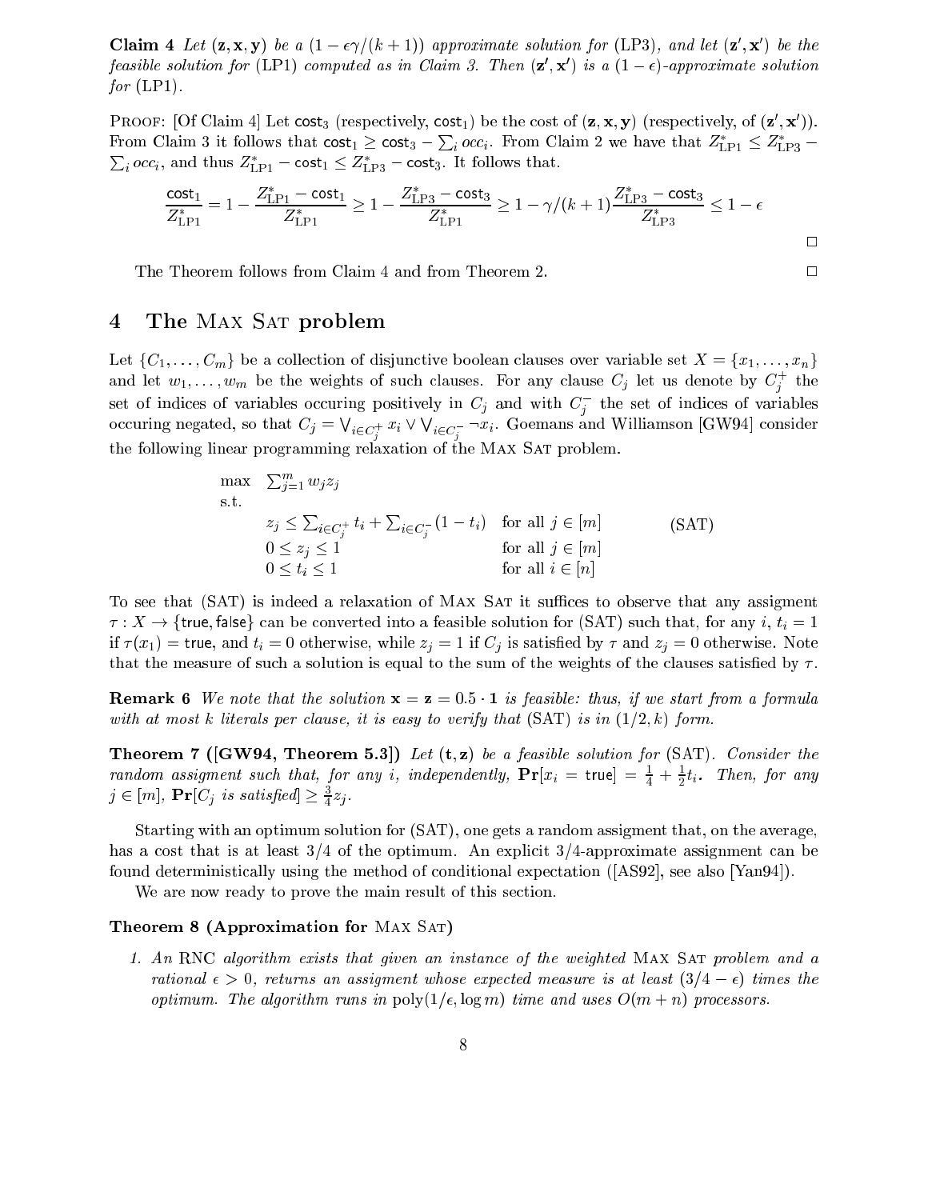**Claim 4** *Let $(\mathbf{z}, \mathbf{x}, \mathbf{y})$ be a $(1 - \epsilon\gamma/(k+1))$ approximate solution for* (LP3)*, and let $(\mathbf{z}', \mathbf{x}')$ be the feasible solution for* (LP1) *computed as in Claim 3. Then $(\mathbf{z}', \mathbf{x}')$ is a $(1-\epsilon)$-approximate solution for* (LP1).

PROOF: [Of Claim 4] Let $\mathsf{cost}_3$ (respectively, $\mathsf{cost}_1$) be the cost of $(\mathbf{z}, \mathbf{x}, \mathbf{y})$ (respectively, of $(\mathbf{z}', \mathbf{x}')$). From Claim 3 it follows that $\mathsf{cost}_1 \geq \mathsf{cost}_3 - \sum_i occ_i$. From Claim 2 we have that $Z^*_{\mathrm{LP1}} \leq Z^*_{\mathrm{LP3}} - \sum_i occ_i$, and thus $Z^*_{\mathrm{LP1}} - \mathsf{cost}_1 \leq Z^*_{\mathrm{LP3}} - \mathsf{cost}_3$. It follows that.

$$\frac{\mathsf{cost}_1}{Z^*_{\mathrm{LP1}}} = 1 - \frac{Z^*_{\mathrm{LP1}} - \mathsf{cost}_1}{Z^*_{\mathrm{LP1}}} \geq 1 - \frac{Z^*_{\mathrm{LP3}} - \mathsf{cost}_3}{Z^*_{\mathrm{LP1}}} \geq 1 - \gamma/(k+1)\frac{Z^*_{\mathrm{LP3}} - \mathsf{cost}_3}{Z^*_{\mathrm{LP3}}} \leq 1 - \epsilon$$

□

The Theorem follows from Claim 4 and from Theorem 2. □

## 4 The Max Sat problem

Let $\{C_1, \ldots, C_m\}$ be a collection of disjunctive boolean clauses over variable set $X = \{x_1, \ldots, x_n\}$ and let $w_1, \ldots, w_m$ be the weights of such clauses. For any clause $C_j$ let us denote by $C_j^+$ the set of indices of variables occuring positively in $C_j$ and with $C_j^-$ the set of indices of variables occuring negated, so that $C_j = \bigvee_{i \in C_j^+} x_i \vee \bigvee_{i \in C_j^-} \neg x_i$. Goemans and Williamson [GW94] consider the following linear programming relaxation of the Max Sat problem.

$$\begin{array}{lll}
\max & \sum_{j=1}^m w_j z_j & \\
\text{s.t.} & & \\
& z_j \leq \sum_{i \in C_j^+} t_i + \sum_{i \in C_j^-} (1 - t_i) & \text{for all } j \in [m] \\
& 0 \leq z_j \leq 1 & \text{for all } j \in [m] \\
& 0 \leq t_i \leq 1 & \text{for all } i \in [n]
\end{array} \qquad \text{(SAT)}$$

To see that (SAT) is indeed a relaxation of Max Sat it suffices to observe that any assigment $\tau : X \to \{\mathsf{true}, \mathsf{false}\}$ can be converted into a feasible solution for (SAT) such that, for any $i$, $t_i = 1$ if $\tau(x_1) = \mathsf{true}$, and $t_i = 0$ otherwise, while $z_j = 1$ if $C_j$ is satisfied by $\tau$ and $z_j = 0$ otherwise. Note that the measure of such a solution is equal to the sum of the weights of the clauses satisfied by $\tau$.

**Remark 6** *We note that the solution $\mathbf{x} = \mathbf{z} = 0.5 \cdot \mathbf{1}$ is feasible: thus, if we start from a formula with at most $k$ literals per clause, it is easy to verify that* (SAT) *is in $(1/2, k)$ form.*

**Theorem 7 ([GW94, Theorem 5.3])** *Let $(\mathbf{t}, \mathbf{z})$ be a feasible solution for* (SAT)*. Consider the random assigment such that, for any $i$, independently, $\mathbf{Pr}[x_i = \mathsf{true}] = \frac{1}{4} + \frac{1}{2}t_i$. Then, for any $j \in [m]$, $\mathbf{Pr}[C_j \text{ is satisfied}] \geq \frac{3}{4}z_j$.*

Starting with an optimum solution for (SAT), one gets a random assigment that, on the average, has a cost that is at least 3/4 of the optimum. An explicit 3/4-approximate assignment can be found deterministically using the method of conditional expectation ([AS92], see also [Yan94]).

We are now ready to prove the main result of this section.

**Theorem 8 (Approximation for Max Sat)**

1. *An* RNC *algorithm exists that given an instance of the weighted* Max Sat *problem and a rational $\epsilon > 0$, returns an assigment whose expected measure is at least $(3/4 - \epsilon)$ times the optimum. The algorithm runs in $\mathrm{poly}(1/\epsilon, \log m)$ time and uses $O(m+n)$ processors.*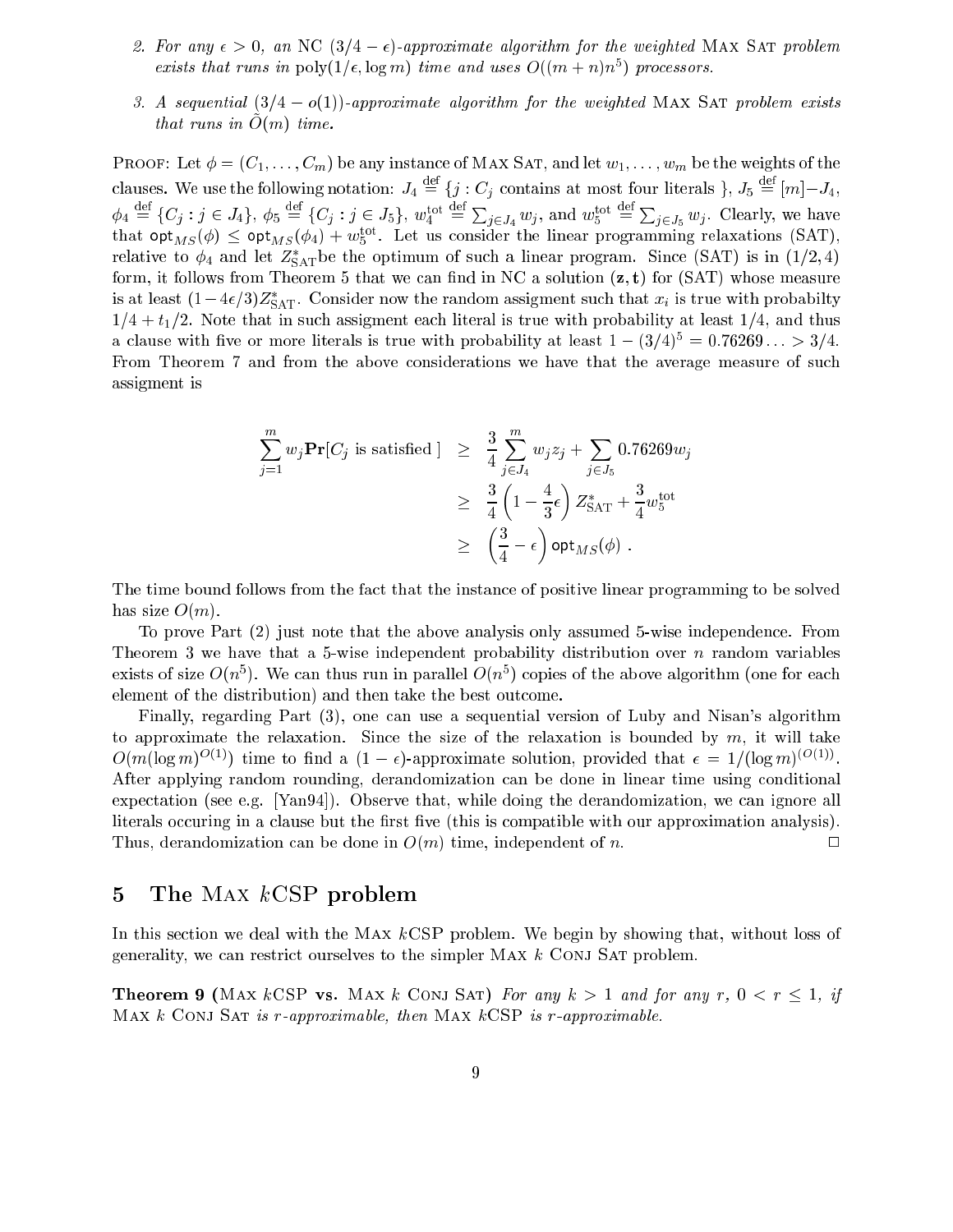2. *For any $\epsilon > 0$, an* NC *$(3/4 - \epsilon)$-approximate algorithm for the weighted* Max Sat *problem exists that runs in $\text{poly}(1/\epsilon, \log m)$ time and uses $O((m+n)n^5)$ processors.*

3. *A sequential $(3/4 - o(1))$-approximate algorithm for the weighted* Max Sat *problem exists that runs in $\tilde{O}(m)$ time.*

Proof: Let $\phi = (C_1, \ldots, C_m)$ be any instance of Max Sat, and let $w_1, \ldots, w_m$ be the weights of the clauses. We use the following notation: $J_4 \stackrel{\text{def}}{=} \{j : C_j \text{ contains at most four literals }\}$, $J_5 \stackrel{\text{def}}{=} [m] - J_4$, $\phi_4 \stackrel{\text{def}}{=} \{C_j : j \in J_4\}$, $\phi_5 \stackrel{\text{def}}{=} \{C_j : j \in J_5\}$, $w_4^{\text{tot}} \stackrel{\text{def}}{=} \sum_{j \in J_4} w_j$, and $w_5^{\text{tot}} \stackrel{\text{def}}{=} \sum_{j \in J_5} w_j$. Clearly, we have that $\mathsf{opt}_{MS}(\phi) \leq \mathsf{opt}_{MS}(\phi_4) + w_5^{\text{tot}}$. Let us consider the linear programming relaxations (SAT), relative to $\phi_4$ and let $Z^*_{\text{SAT}}$be the optimum of such a linear program. Since (SAT) is in $(1/2, 4)$ form, it follows from Theorem 5 that we can find in NC a solution $(\mathbf{z}, \mathbf{t})$ for (SAT) whose measure is at least $(1 - 4\epsilon/3) Z^*_{\text{SAT}}$. Consider now the random assigment such that $x_i$ is true with probabilty $1/4 + t_1/2$. Note that in such assigment each literal is true with probability at least $1/4$, and thus a clause with five or more literals is true with probability at least $1 - (3/4)^5 = 0.76269\ldots > 3/4$. From Theorem 7 and from the above considerations we have that the average measure of such assigment is

$$
\begin{aligned}
\sum_{j=1}^{m} w_j \mathbf{Pr}[C_j \text{ is satisfied }] \quad &\geq \quad \frac{3}{4} \sum_{j \in J_4}^{m} w_j z_j + \sum_{j \in J_5} 0.76269 w_j \\
&\geq \quad \frac{3}{4} \left(1 - \frac{4}{3}\epsilon\right) Z^*_{\text{SAT}} + \frac{3}{4} w_5^{\text{tot}} \\
&\geq \quad \left(\frac{3}{4} - \epsilon\right) \mathsf{opt}_{MS}(\phi) \ .
\end{aligned}
$$

The time bound follows from the fact that the instance of positive linear programming to be solved has size $O(m)$.

To prove Part (2) just note that the above analysis only assumed 5-wise independence. From Theorem 3 we have that a 5-wise independent probability distribution over $n$ random variables exists of size $O(n^5)$. We can thus run in parallel $O(n^5)$ copies of the above algorithm (one for each element of the distribution) and then take the best outcome.

Finally, regarding Part (3), one can use a sequential version of Luby and Nisan's algorithm to approximate the relaxation. Since the size of the relaxation is bounded by $m$, it will take $O(m(\log m)^{O(1)})$ time to find a $(1 - \epsilon)$-approximate solution, provided that $\epsilon = 1/(\log m)^{(O(1))}$. After applying random rounding, derandomization can be done in linear time using conditional expectation (see e.g. [Yan94]). Observe that, while doing the derandomization, we can ignore all literals occuring in a clause but the first five (this is compatible with our approximation analysis). Thus, derandomization can be done in $O(m)$ time, independent of $n$. □

# 5 The Max $k$CSP problem

In this section we deal with the Max $k$CSP problem. We begin by showing that, without loss of generality, we can restrict ourselves to the simpler Max $k$ Conj Sat problem.

**Theorem 9 (Max $k$CSP vs. Max $k$ Conj Sat)** *For any $k > 1$ and for any $r$, $0 < r \leq 1$, if* Max $k$ Conj Sat *is $r$-approximable, then* Max $k$CSP *is $r$-approximable.*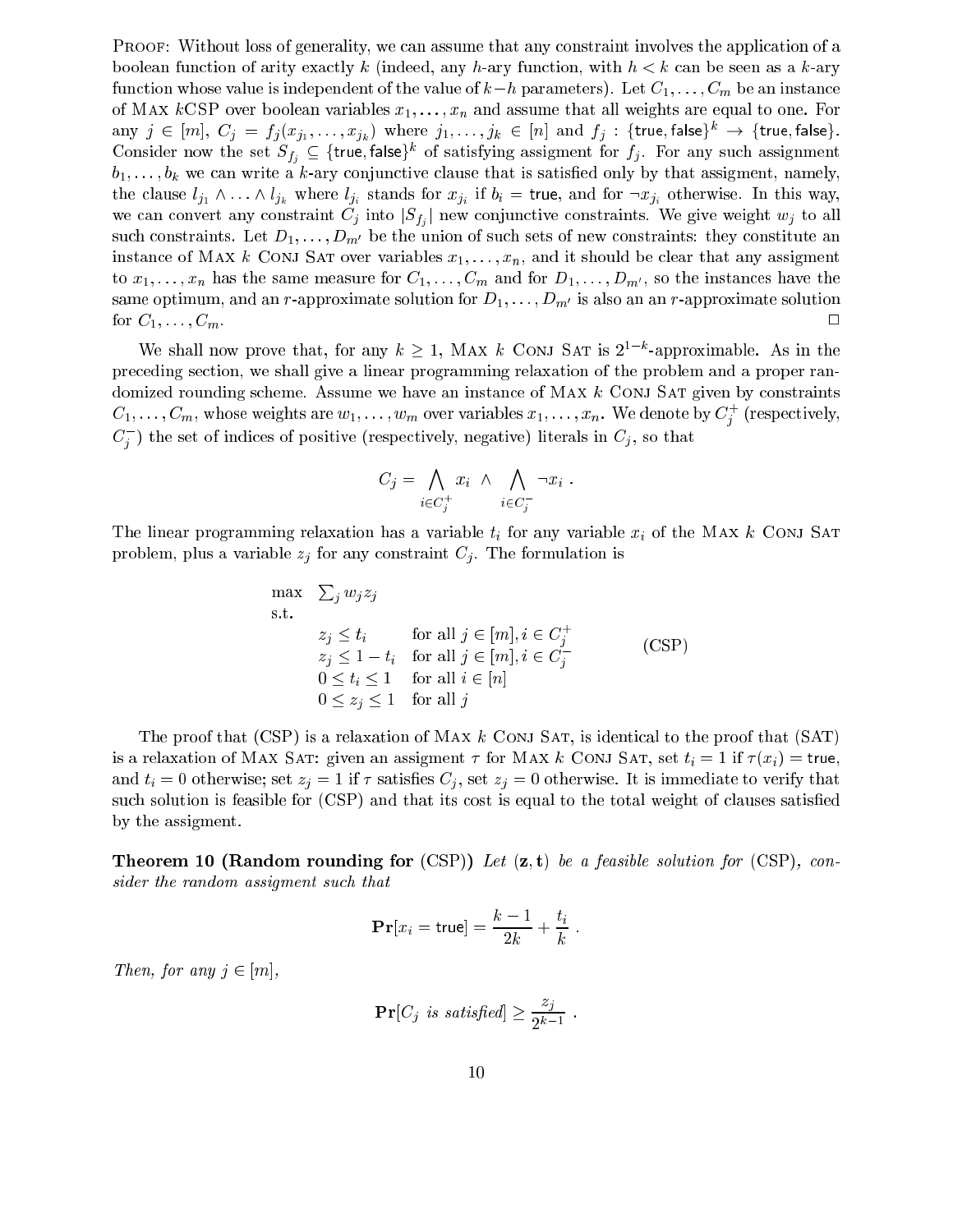PROOF: Without loss of generality, we can assume that any constraint involves the application of a boolean function of arity exactly $k$ (indeed, any $h$-ary function, with $h < k$ can be seen as a $k$-ary function whose value is independent of the value of $k-h$ parameters). Let $C_1, \ldots, C_m$ be an instance of MAX $k$CSP over boolean variables $x_1, \ldots, x_n$ and assume that all weights are equal to one. For any $j \in [m]$, $C_j = f_j(x_{j_1}, \ldots, x_{j_k})$ where $j_1, \ldots, j_k \in [n]$ and $f_j : \{\mathsf{true}, \mathsf{false}\}^k \to \{\mathsf{true}, \mathsf{false}\}$. Consider now the set $S_{f_j} \subseteq \{\mathsf{true}, \mathsf{false}\}^k$ of satisfying assigment for $f_j$. For any such assignment $b_1, \ldots, b_k$ we can write a $k$-ary conjunctive clause that is satisfied only by that assigment, namely, the clause $l_{j_1} \wedge \ldots \wedge l_{j_k}$ where $l_{j_i}$ stands for $x_{j_i}$ if $b_i = \mathsf{true}$, and for $\neg x_{j_i}$ otherwise. In this way, we can convert any constraint $C_j$ into $|S_{f_j}|$ new conjunctive constraints. We give weight $w_j$ to all such constraints. Let $D_1, \ldots, D_{m'}$ be the union of such sets of new constraints: they constitute an instance of MAX $k$ CONJ SAT over variables $x_1, \ldots, x_n$, and it should be clear that any assigment to $x_1, \ldots, x_n$ has the same measure for $C_1, \ldots, C_m$ and for $D_1, \ldots, D_{m'}$, so the instances have the same optimum, and an $r$-approximate solution for $D_1, \ldots, D_{m'}$ is also an an $r$-approximate solution for $C_1, \ldots, C_m$. □

We shall now prove that, for any $k \geq 1$, MAX $k$ CONJ SAT is $2^{1-k}$-approximable. As in the preceding section, we shall give a linear programming relaxation of the problem and a proper randomized rounding scheme. Assume we have an instance of MAX $k$ CONJ SAT given by constraints $C_1, \ldots, C_m$, whose weights are $w_1, \ldots, w_m$ over variables $x_1, \ldots, x_n$. We denote by $C_j^+$ (respectively, $C_j^-$) the set of indices of positive (respectively, negative) literals in $C_j$, so that

$$C_j = \bigwedge_{i \in C_j^+} x_i \ \wedge \bigwedge_{i \in C_j^-} \neg x_i \ .$$

The linear programming relaxation has a variable $t_i$ for any variable $x_i$ of the MAX $k$ CONJ SAT problem, plus a variable $z_j$ for any constraint $C_j$. The formulation is

$$\begin{array}{lll}
\max & \sum_j w_j z_j & \\
\text{s.t.} & & \\
& z_j \leq t_i & \text{for all } j \in [m], i \in C_j^+ \\
& z_j \leq 1 - t_i & \text{for all } j \in [m], i \in C_j^- \\
& 0 \leq t_i \leq 1 & \text{for all } i \in [n] \\
& 0 \leq z_j \leq 1 & \text{for all } j
\end{array} \qquad \text{(CSP)}$$

The proof that (CSP) is a relaxation of MAX $k$ CONJ SAT, is identical to the proof that (SAT) is a relaxation of MAX SAT: given an assigment $\tau$ for MAX $k$ CONJ SAT, set $t_i = 1$ if $\tau(x_i) = \mathsf{true}$, and $t_i = 0$ otherwise; set $z_j = 1$ if $\tau$ satisfies $C_j$, set $z_j = 0$ otherwise. It is immediate to verify that such solution is feasible for (CSP) and that its cost is equal to the total weight of clauses satisfied by the assigment.

**Theorem 10 (Random rounding for (CSP))** *Let* $(\mathbf{z}, \mathbf{t})$ *be a feasible solution for* (CSP)*, consider the random assigment such that*

$$\mathbf{Pr}[x_i = \mathsf{true}] = \frac{k-1}{2k} + \frac{t_i}{k} \ .$$

*Then, for any* $j \in [m]$*,*

$$\mathbf{Pr}[C_j \textit{ is satisfied}] \geq \frac{z_j}{2^{k-1}} \ .$$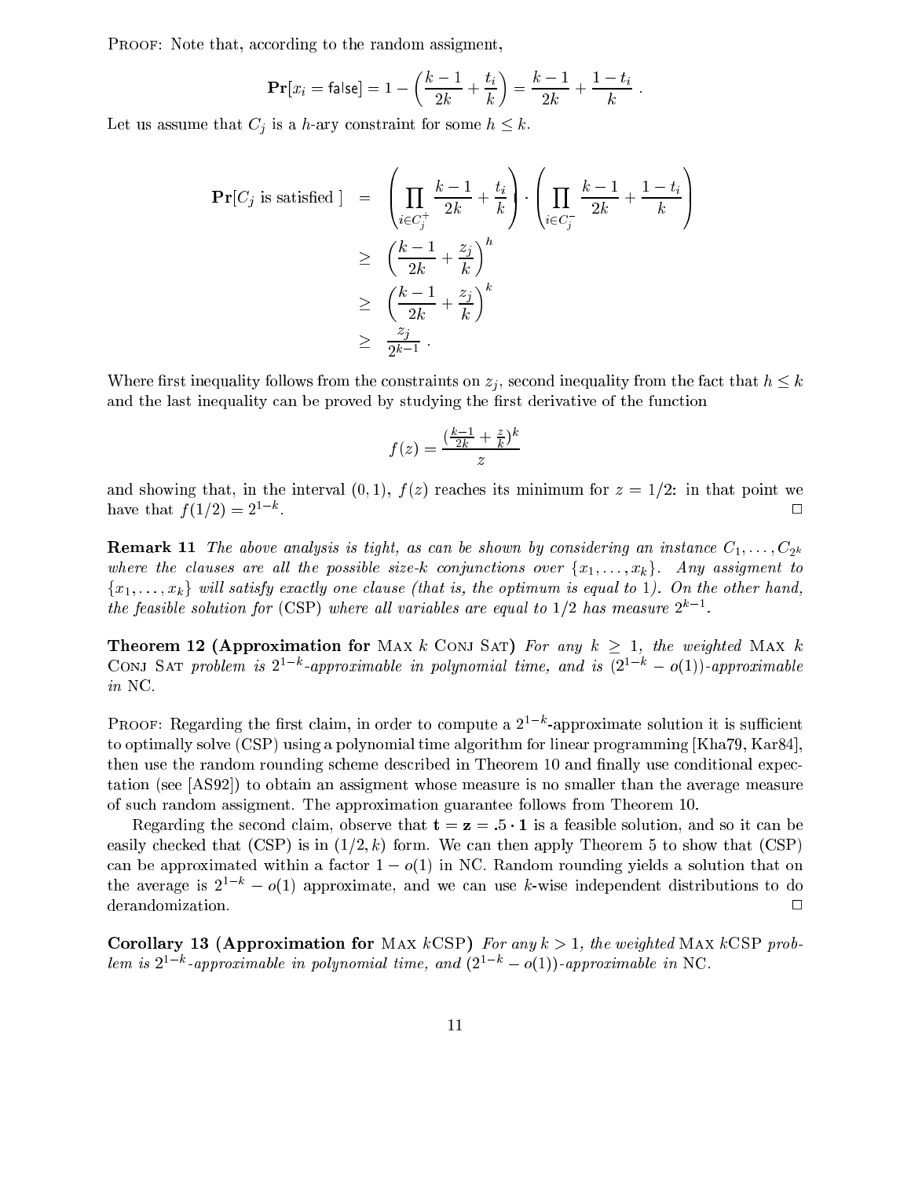PROOF: Note that, according to the random assigment,

$$\mathbf{Pr}[x_i = \mathsf{false}] = 1 - \left(\frac{k-1}{2k} + \frac{t_i}{k}\right) = \frac{k-1}{2k} + \frac{1-t_i}{k} \ .$$

Let us assume that $C_j$ is a $h$-ary constraint for some $h \leq k$.

$$\begin{aligned}
\mathbf{Pr}[C_j \text{ is satisfied }] &= \left(\prod_{i \in C_j^+} \frac{k-1}{2k} + \frac{t_i}{k}\right) \cdot \left(\prod_{i \in C_j^-} \frac{k-1}{2k} + \frac{1-t_i}{k}\right) \\
&\geq \left(\frac{k-1}{2k} + \frac{z_j}{k}\right)^h \\
&\geq \left(\frac{k-1}{2k} + \frac{z_j}{k}\right)^k \\
&\geq \frac{z_j}{2^{k-1}} \ .
\end{aligned}$$

Where first inequality follows from the constraints on $z_j$, second inequality from the fact that $h \leq k$ and the last inequality can be proved by studying the first derivative of the function

$$f(z) = \frac{(\frac{k-1}{2k} + \frac{z}{k})^k}{z}$$

and showing that, in the interval $(0,1)$, $f(z)$ reaches its minimum for $z = 1/2$: in that point we have that $f(1/2) = 2^{1-k}$. $\square$

**Remark 11** *The above analysis is tight, as can be shown by considering an instance $C_1, \ldots, C_{2^k}$ where the clauses are all the possible size-$k$ conjunctions over $\{x_1, \ldots, x_k\}$. Any assigment to $\{x_1, \ldots, x_k\}$ will satisfy exactly one clause (that is, the optimum is equal to 1). On the other hand, the feasible solution for* (CSP) *where all variables are equal to $1/2$ has measure $2^{k-1}$.*

**Theorem 12 (Approximation for MAX $k$ CONJ SAT)** *For any $k \geq 1$, the weighted* MAX $k$ CONJ SAT *problem is $2^{1-k}$-approximable in polynomial time, and is $(2^{1-k} - o(1))$-approximable in* NC.

PROOF: Regarding the first claim, in order to compute a $2^{1-k}$-approximate solution it is sufficient to optimally solve (CSP) using a polynomial time algorithm for linear programming [Kha79, Kar84], then use the random rounding scheme described in Theorem 10 and finally use conditional expectation (see [AS92]) to obtain an assigment whose measure is no smaller than the average measure of such random assigment. The approximation guarantee follows from Theorem 10.

Regarding the second claim, observe that $\mathbf{t} = \mathbf{z} = .5 \cdot \mathbf{1}$ is a feasible solution, and so it can be easily checked that (CSP) is in $(1/2, k)$ form. We can then apply Theorem 5 to show that (CSP) can be approximated within a factor $1 - o(1)$ in NC. Random rounding yields a solution that on the average is $2^{1-k} - o(1)$ approximate, and we can use $k$-wise independent distributions to do derandomization. $\square$

**Corollary 13 (Approximation for MAX $k$CSP)** *For any $k > 1$, the weighted* MAX $k$CSP *problem is $2^{1-k}$-approximable in polynomial time, and $(2^{1-k} - o(1))$-approximable in* NC.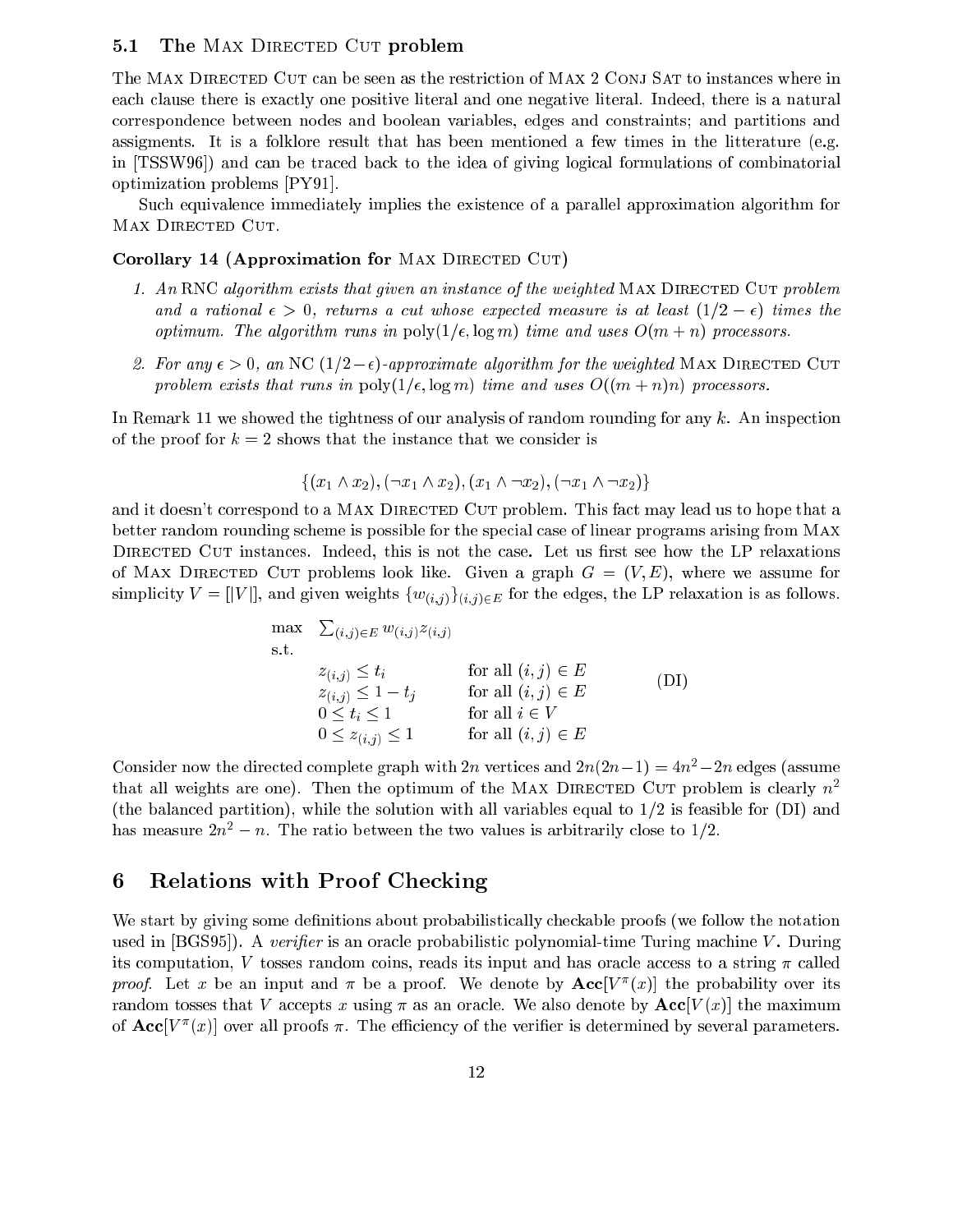### 5.1 The Max Directed Cut problem

The Max Directed Cut can be seen as the restriction of Max 2 Conj Sat to instances where in each clause there is exactly one positive literal and one negative literal. Indeed, there is a natural correspondence between nodes and boolean variables, edges and constraints; and partitions and assigments. It is a folklore result that has been mentioned a few times in the litterature (e.g. in [TSSW96]) and can be traced back to the idea of giving logical formulations of combinatorial optimization problems [PY91].

Such equivalence immediately implies the existence of a parallel approximation algorithm for Max Directed Cut.

**Corollary 14 (Approximation for Max Directed Cut)**

1. *An* RNC *algorithm exists that given an instance of the weighted* Max Directed Cut *problem and a rational* $\epsilon > 0$*, returns a cut whose expected measure is at least* $(1/2 - \epsilon)$ *times the optimum. The algorithm runs in* $\text{poly}(1/\epsilon, \log m)$ *time and uses* $O(m+n)$ *processors.*
2. *For any* $\epsilon > 0$*, an* NC $(1/2 - \epsilon)$*-approximate algorithm for the weighted* Max Directed Cut *problem exists that runs in* $\text{poly}(1/\epsilon, \log m)$ *time and uses* $O((m+n)n)$ *processors.*

In Remark 11 we showed the tightness of our analysis of random rounding for any $k$. An inspection of the proof for $k = 2$ shows that the instance that we consider is

$$\{(x_1 \wedge x_2), (\neg x_1 \wedge x_2), (x_1 \wedge \neg x_2), (\neg x_1 \wedge \neg x_2)\}$$

and it doesn't correspond to a Max Directed Cut problem. This fact may lead us to hope that a better random rounding scheme is possible for the special case of linear programs arising from Max Directed Cut instances. Indeed, this is not the case. Let us first see how the LP relaxations of Max Directed Cut problems look like. Given a graph $G = (V, E)$, where we assume for simplicity $V = [|V|]$, and given weights $\{w_{(i,j)}\}_{(i,j)\in E}$ for the edges, the LP relaxation is as follows.

$$\begin{array}{lll}
\max & \sum_{(i,j)\in E} w_{(i,j)} z_{(i,j)} & \\
\text{s.t.} & & \\
& z_{(i,j)} \leq t_i & \text{for all } (i,j) \in E \\
& z_{(i,j)} \leq 1 - t_j & \text{for all } (i,j) \in E \\
& 0 \leq t_i \leq 1 & \text{for all } i \in V \\
& 0 \leq z_{(i,j)} \leq 1 & \text{for all } (i,j) \in E
\end{array} \qquad \text{(DI)}$$

Consider now the directed complete graph with $2n$ vertices and $2n(2n-1) = 4n^2 - 2n$ edges (assume that all weights are one). Then the optimum of the Max Directed Cut problem is clearly $n^2$ (the balanced partition), while the solution with all variables equal to $1/2$ is feasible for (DI) and has measure $2n^2 - n$. The ratio between the two values is arbitrarily close to $1/2$.

## 6 Relations with Proof Checking

We start by giving some definitions about probabilistically checkable proofs (we follow the notation used in [BGS95]). A *verifier* is an oracle probabilistic polynomial-time Turing machine $V$. During its computation, $V$ tosses random coins, reads its input and has oracle access to a string $\pi$ called *proof*. Let $x$ be an input and $\pi$ be a proof. We denote by $\mathbf{Acc}[V^\pi(x)]$ the probability over its random tosses that $V$ accepts $x$ using $\pi$ as an oracle. We also denote by $\mathbf{Acc}[V(x)]$ the maximum of $\mathbf{Acc}[V^\pi(x)]$ over all proofs $\pi$. The efficiency of the verifier is determined by several parameters.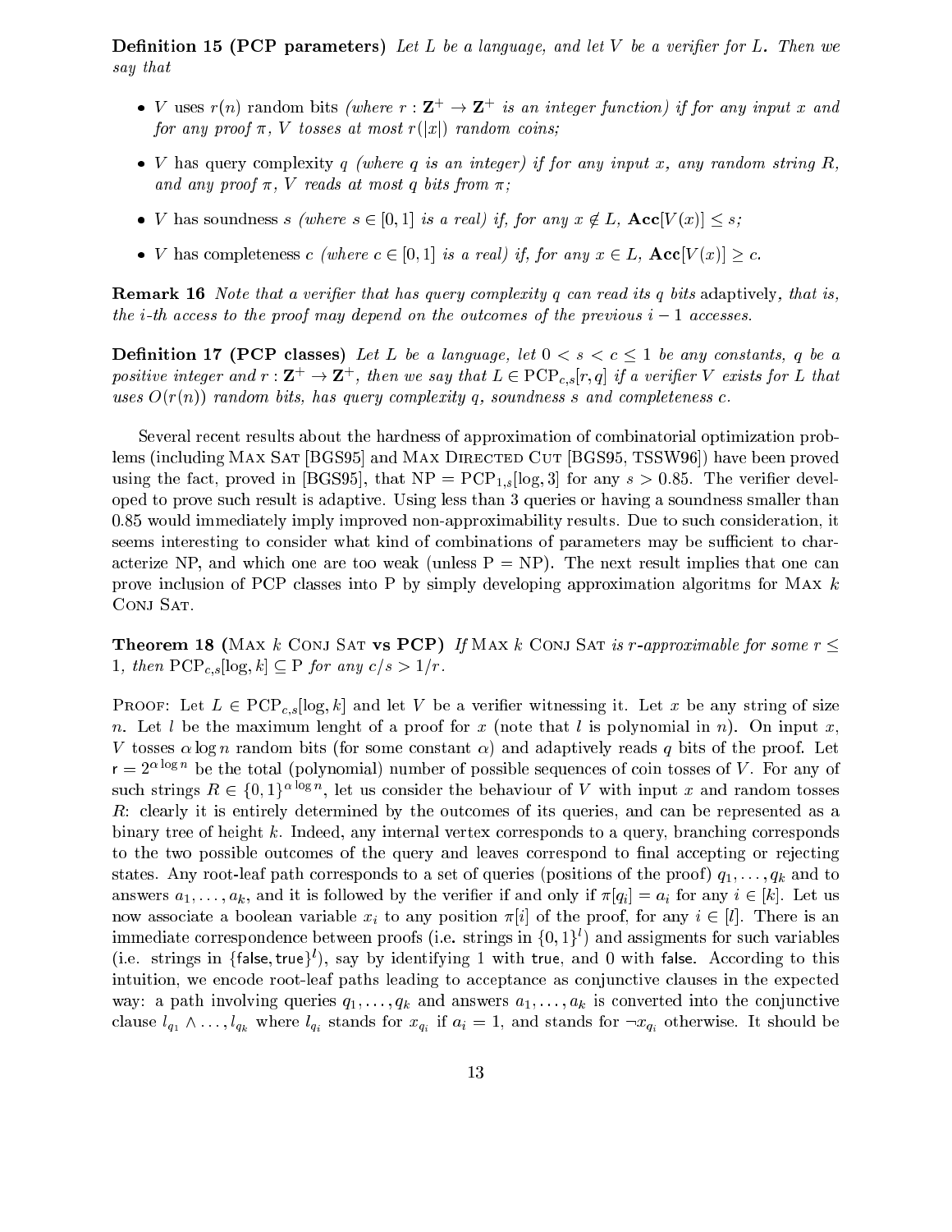**Definition 15 (PCP parameters)** *Let $L$ be a language, and let $V$ be a verifier for $L$. Then we say that*

- $V$ uses $r(n)$ random bits *(where $r : \mathbf{Z}^+ \to \mathbf{Z}^+$ is an integer function) if for any input $x$ and for any proof $\pi$, $V$ tosses at most $r(|x|)$ random coins;*
- $V$ has query complexity $q$ *(where $q$ is an integer) if for any input $x$, any random string $R$, and any proof $\pi$, $V$ reads at most $q$ bits from $\pi$;*
- $V$ has soundness $s$ *(where $s \in [0,1]$ is a real) if, for any $x \notin L$, $\mathbf{Acc}[V(x)] \leq s$;*
- $V$ has completeness $c$ *(where $c \in [0,1]$ is a real) if, for any $x \in L$, $\mathbf{Acc}[V(x)] \geq c$.*

**Remark 16** *Note that a verifier that has query complexity $q$ can read its $q$ bits* adaptively*, that is, the $i$-th access to the proof may depend on the outcomes of the previous $i-1$ accesses.*

**Definition 17 (PCP classes)** *Let $L$ be a language, let $0 < s < c \leq 1$ be any constants, $q$ be a positive integer and $r : \mathbf{Z}^+ \to \mathbf{Z}^+$, then we say that $L \in \mathrm{PCP}_{c,s}[r, q]$ if a verifier $V$ exists for $L$ that uses $O(r(n))$ random bits, has query complexity $q$, soundness $s$ and completeness $c$.*

Several recent results about the hardness of approximation of combinatorial optimization problems (including Max Sat [BGS95] and Max Directed Cut [BGS95, TSSW96]) have been proved using the fact, proved in [BGS95], that NP $= \mathrm{PCP}_{1,s}[\log, 3]$ for any $s > 0.85$. The verifier developed to prove such result is adaptive. Using less than 3 queries or having a soundness smaller than 0.85 would immediately imply improved non-approximability results. Due to such consideration, it seems interesting to consider what kind of combinations of parameters may be sufficient to characterize NP, and which one are too weak (unless P = NP). The next result implies that one can prove inclusion of PCP classes into P by simply developing approximation algoritms for Max $k$ Conj Sat.

**Theorem 18 (Max $k$ Conj Sat vs PCP)** *If Max $k$ Conj Sat is $r$-approximable for some $r \leq 1$, then $\mathrm{PCP}_{c,s}[\log, k] \subseteq \mathrm{P}$ for any $c/s > 1/r$.*

Proof: Let $L \in \mathrm{PCP}_{c,s}[\log, k]$ and let $V$ be a verifier witnessing it. Let $x$ be any string of size $n$. Let $l$ be the maximum lenght of a proof for $x$ (note that $l$ is polynomial in $n$). On input $x$, $V$ tosses $\alpha \log n$ random bits (for some constant $\alpha$) and adaptively reads $q$ bits of the proof. Let $\mathsf{r} = 2^{\alpha \log n}$ be the total (polynomial) number of possible sequences of coin tosses of $V$. For any of such strings $R \in \{0,1\}^{\alpha \log n}$, let us consider the behaviour of $V$ with input $x$ and random tosses $R$: clearly it is entirely determined by the outcomes of its queries, and can be represented as a binary tree of height $k$. Indeed, any internal vertex corresponds to a query, branching corresponds to the two possible outcomes of the query and leaves correspond to final accepting or rejecting states. Any root-leaf path corresponds to a set of queries (positions of the proof) $q_1, \ldots, q_k$ and to answers $a_1, \ldots, a_k$, and it is followed by the verifier if and only if $\pi[q_i] = a_i$ for any $i \in [k]$. Let us now associate a boolean variable $x_i$ to any position $\pi[i]$ of the proof, for any $i \in [l]$. There is an immediate correspondence between proofs (i.e. strings in $\{0,1\}^l$) and assigments for such variables (i.e. strings in $\{\mathsf{false}, \mathsf{true}\}^l$), say by identifying 1 with $\mathsf{true}$, and 0 with $\mathsf{false}$. According to this intuition, we encode root-leaf paths leading to acceptance as conjunctive clauses in the expected way: a path involving queries $q_1, \ldots, q_k$ and answers $a_1, \ldots, a_k$ is converted into the conjunctive clause $l_{q_1} \wedge \ldots, l_{q_k}$ where $l_{q_i}$ stands for $x_{q_i}$ if $a_i = 1$, and stands for $\neg x_{q_i}$ otherwise. It should be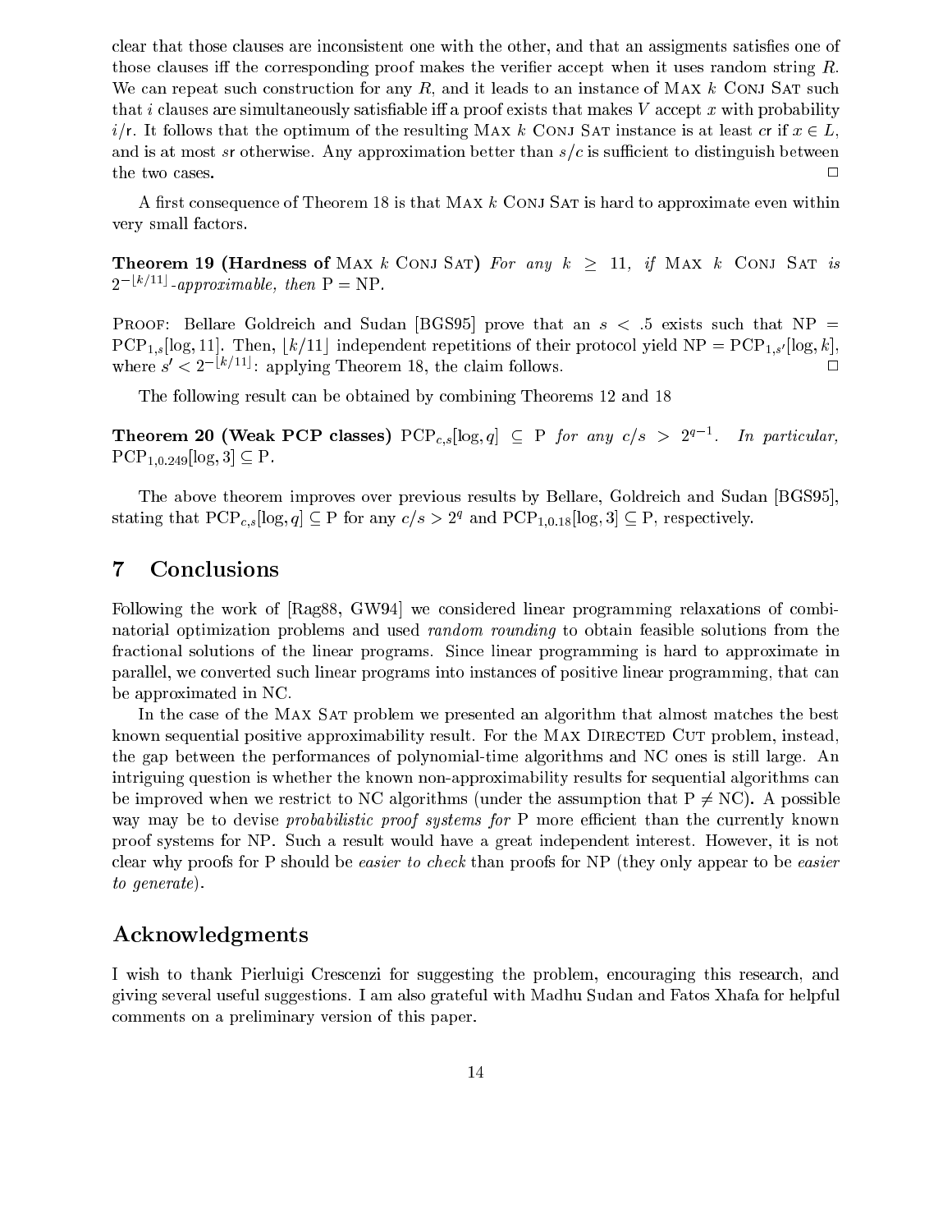clear that those clauses are inconsistent one with the other, and that an assigments satisfies one of those clauses iff the corresponding proof makes the verifier accept when it uses random string $R$. We can repeat such construction for any $R$, and it leads to an instance of Max $k$ Conj Sat such that $i$ clauses are simultaneously satisfiable iff a proof exists that makes $V$ accept $x$ with probability $i/\mathsf{r}$. It follows that the optimum of the resulting Max $k$ Conj Sat instance is at least $c\mathsf{r}$ if $x \in L$, and is at most $s\mathsf{r}$ otherwise. Any approximation better than $s/c$ is sufficient to distinguish between the two cases. $\square$

A first consequence of Theorem 18 is that Max $k$ Conj Sat is hard to approximate even within very small factors.

**Theorem 19 (Hardness of** Max $k$ Conj Sat**)** *For any $k \geq 11$, if* Max $k$ Conj Sat *is $2^{-\lfloor k/11 \rfloor}$-approximable, then* $\mathrm{P} = \mathrm{NP}$.

Proof: Bellare Goldreich and Sudan [BGS95] prove that an $s < .5$ exists such that $\mathrm{NP} = \mathrm{PCP}_{1,s}[\log, 11]$. Then, $\lfloor k/11 \rfloor$ independent repetitions of their protocol yield $\mathrm{NP} = \mathrm{PCP}_{1,s'}[\log, k]$, where $s' < 2^{-\lfloor k/11 \rfloor}$: applying Theorem 18, the claim follows. $\square$

The following result can be obtained by combining Theorems 12 and 18

**Theorem 20 (Weak PCP classes)** $\mathrm{PCP}_{c,s}[\log, q] \subseteq \mathrm{P}$ *for any $c/s > 2^{q-1}$. In particular,* $\mathrm{PCP}_{1,0.249}[\log, 3] \subseteq \mathrm{P}$.

The above theorem improves over previous results by Bellare, Goldreich and Sudan [BGS95], stating that $\mathrm{PCP}_{c,s}[\log, q] \subseteq \mathrm{P}$ for any $c/s > 2^q$ and $\mathrm{PCP}_{1,0.18}[\log, 3] \subseteq \mathrm{P}$, respectively.

# 7 Conclusions

Following the work of [Rag88, GW94] we considered linear programming relaxations of combinatorial optimization problems and used *random rounding* to obtain feasible solutions from the fractional solutions of the linear programs. Since linear programming is hard to approximate in parallel, we converted such linear programs into instances of positive linear programming, that can be approximated in NC.

In the case of the Max Sat problem we presented an algorithm that almost matches the best known sequential positive approximability result. For the Max Directed Cut problem, instead, the gap between the performances of polynomial-time algorithms and NC ones is still large. An intriguing question is whether the known non-approximability results for sequential algorithms can be improved when we restrict to NC algorithms (under the assumption that $\mathrm{P} \neq \mathrm{NC}$). A possible way may be to devise *probabilistic proof systems for* P more efficient than the currently known proof systems for NP. Such a result would have a great independent interest. However, it is not clear why proofs for P should be *easier to check* than proofs for NP (they only appear to be *easier to generate*).

## Acknowledgments

I wish to thank Pierluigi Crescenzi for suggesting the problem, encouraging this research, and giving several useful suggestions. I am also grateful with Madhu Sudan and Fatos Xhafa for helpful comments on a preliminary version of this paper.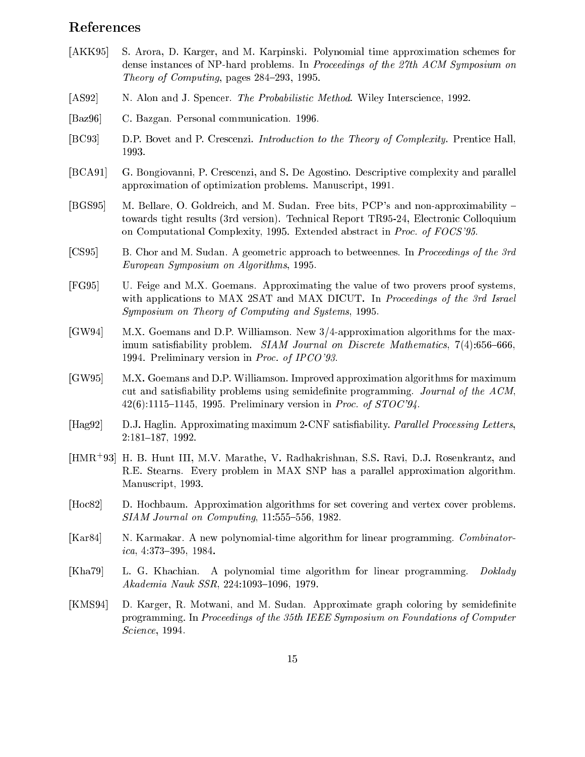## References

[AKK95] S. Arora, D. Karger, and M. Karpinski. Polynomial time approximation schemes for dense instances of NP-hard problems. In *Proceedings of the 27th ACM Symposium on Theory of Computing*, pages 284–293, 1995.

[AS92] N. Alon and J. Spencer. *The Probabilistic Method*. Wiley Interscience, 1992.

[Baz96] C. Bazgan. Personal communication. 1996.

[BC93] D.P. Bovet and P. Crescenzi. *Introduction to the Theory of Complexity*. Prentice Hall, 1993.

[BCA91] G. Bongiovanni, P. Crescenzi, and S. De Agostino. Descriptive complexity and parallel approximation of optimization problems. Manuscript, 1991.

[BGS95] M. Bellare, O. Goldreich, and M. Sudan. Free bits, PCP's and non-approximability – towards tight results (3rd version). Technical Report TR95-24, Electronic Colloquium on Computational Complexity, 1995. Extended abstract in *Proc. of FOCS'95*.

[CS95] B. Chor and M. Sudan. A geometric approach to betweennes. In *Proceedings of the 3rd European Symposium on Algorithms*, 1995.

[FG95] U. Feige and M.X. Goemans. Approximating the value of two provers proof systems, with applications to MAX 2SAT and MAX DICUT. In *Proceedings of the 3rd Israel Symposium on Theory of Computing and Systems*, 1995.

[GW94] M.X. Goemans and D.P. Williamson. New 3/4-approximation algorithms for the maximum satisfiability problem. *SIAM Journal on Discrete Mathematics*, 7(4):656–666, 1994. Preliminary version in *Proc. of IPCO'93*.

[GW95] M.X. Goemans and D.P. Williamson. Improved approximation algorithms for maximum cut and satisfiability problems using semidefinite programming. *Journal of the ACM*, 42(6):1115–1145, 1995. Preliminary version in *Proc. of STOC'94*.

[Hag92] D.J. Haglin. Approximating maximum 2-CNF satisfiability. *Parallel Processing Letters*, 2:181–187, 1992.

[HMR+93] H. B. Hunt III, M.V. Marathe, V. Radhakrishnan, S.S. Ravi, D.J. Rosenkrantz, and R.E. Stearns. Every problem in MAX SNP has a parallel approximation algorithm. Manuscript, 1993.

[Hoc82] D. Hochbaum. Approximation algorithms for set covering and vertex cover problems. *SIAM Journal on Computing*, 11:555–556, 1982.

[Kar84] N. Karmakar. A new polynomial-time algorithm for linear programming. *Combinatorica*, 4:373–395, 1984.

[Kha79] L. G. Khachian. A polynomial time algorithm for linear programming. *Doklady Akademia Nauk SSR*, 224:1093–1096, 1979.

[KMS94] D. Karger, R. Motwani, and M. Sudan. Approximate graph coloring by semidefinite programming. In *Proceedings of the 35th IEEE Symposium on Foundations of Computer Science*, 1994.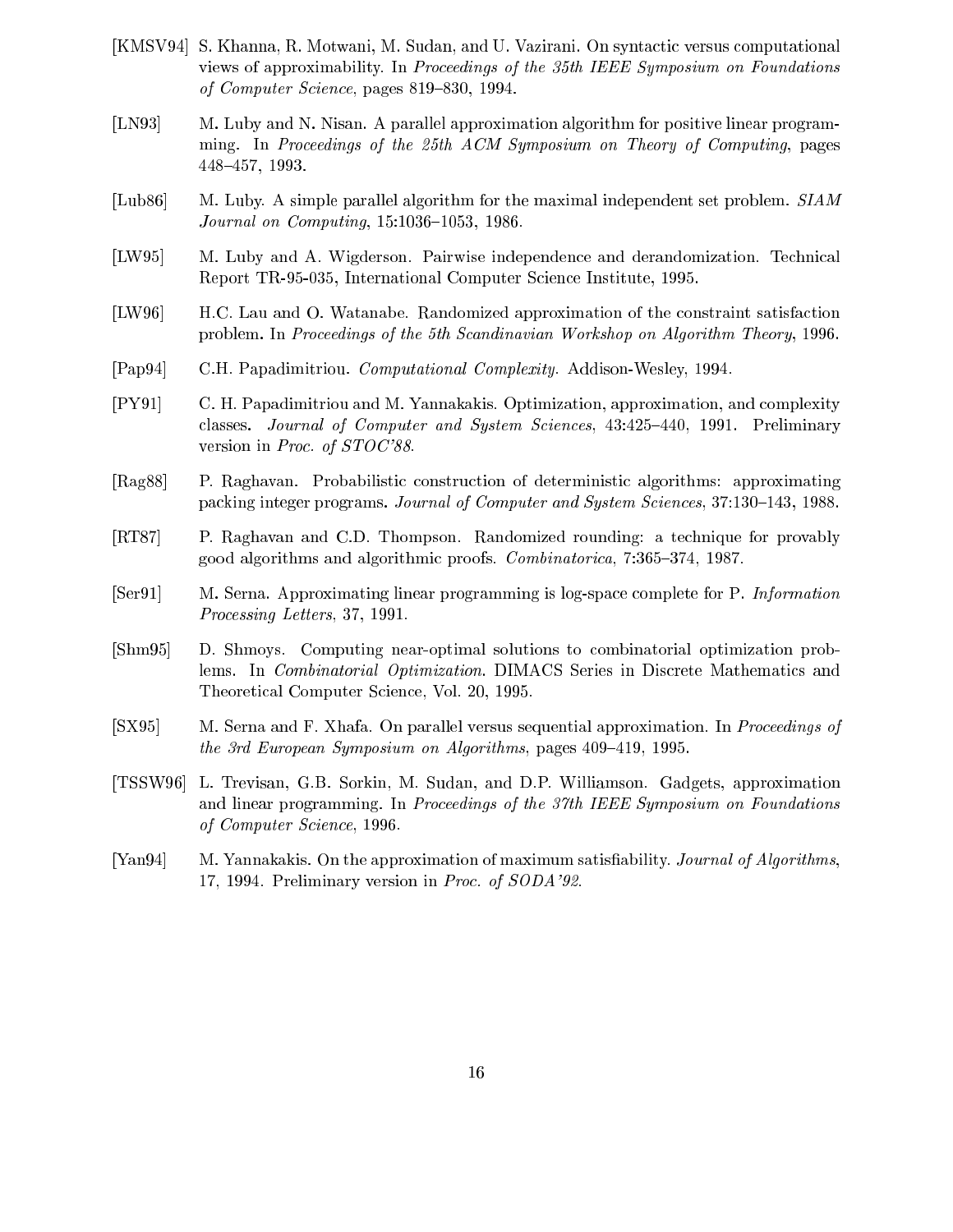[KMSV94] S. Khanna, R. Motwani, M. Sudan, and U. Vazirani. On syntactic versus computational views of approximability. In *Proceedings of the 35th IEEE Symposium on Foundations of Computer Science*, pages 819–830, 1994.

[LN93] M. Luby and N. Nisan. A parallel approximation algorithm for positive linear programming. In *Proceedings of the 25th ACM Symposium on Theory of Computing*, pages 448–457, 1993.

[Lub86] M. Luby. A simple parallel algorithm for the maximal independent set problem. *SIAM Journal on Computing*, 15:1036–1053, 1986.

[LW95] M. Luby and A. Wigderson. Pairwise independence and derandomization. Technical Report TR-95-035, International Computer Science Institute, 1995.

[LW96] H.C. Lau and O. Watanabe. Randomized approximation of the constraint satisfaction problem. In *Proceedings of the 5th Scandinavian Workshop on Algorithm Theory*, 1996.

[Pap94] C.H. Papadimitriou. *Computational Complexity*. Addison-Wesley, 1994.

[PY91] C. H. Papadimitriou and M. Yannakakis. Optimization, approximation, and complexity classes. *Journal of Computer and System Sciences*, 43:425–440, 1991. Preliminary version in *Proc. of STOC'88*.

[Rag88] P. Raghavan. Probabilistic construction of deterministic algorithms: approximating packing integer programs. *Journal of Computer and System Sciences*, 37:130–143, 1988.

[RT87] P. Raghavan and C.D. Thompson. Randomized rounding: a technique for provably good algorithms and algorithmic proofs. *Combinatorica*, 7:365–374, 1987.

[Ser91] M. Serna. Approximating linear programming is log-space complete for P. *Information Processing Letters*, 37, 1991.

[Shm95] D. Shmoys. Computing near-optimal solutions to combinatorial optimization problems. In *Combinatorial Optimization*. DIMACS Series in Discrete Mathematics and Theoretical Computer Science, Vol. 20, 1995.

[SX95] M. Serna and F. Xhafa. On parallel versus sequential approximation. In *Proceedings of the 3rd European Symposium on Algorithms*, pages 409–419, 1995.

[TSSW96] L. Trevisan, G.B. Sorkin, M. Sudan, and D.P. Williamson. Gadgets, approximation and linear programming. In *Proceedings of the 37th IEEE Symposium on Foundations of Computer Science*, 1996.

[Yan94] M. Yannakakis. On the approximation of maximum satisfiability. *Journal of Algorithms*, 17, 1994. Preliminary version in *Proc. of SODA'92*.